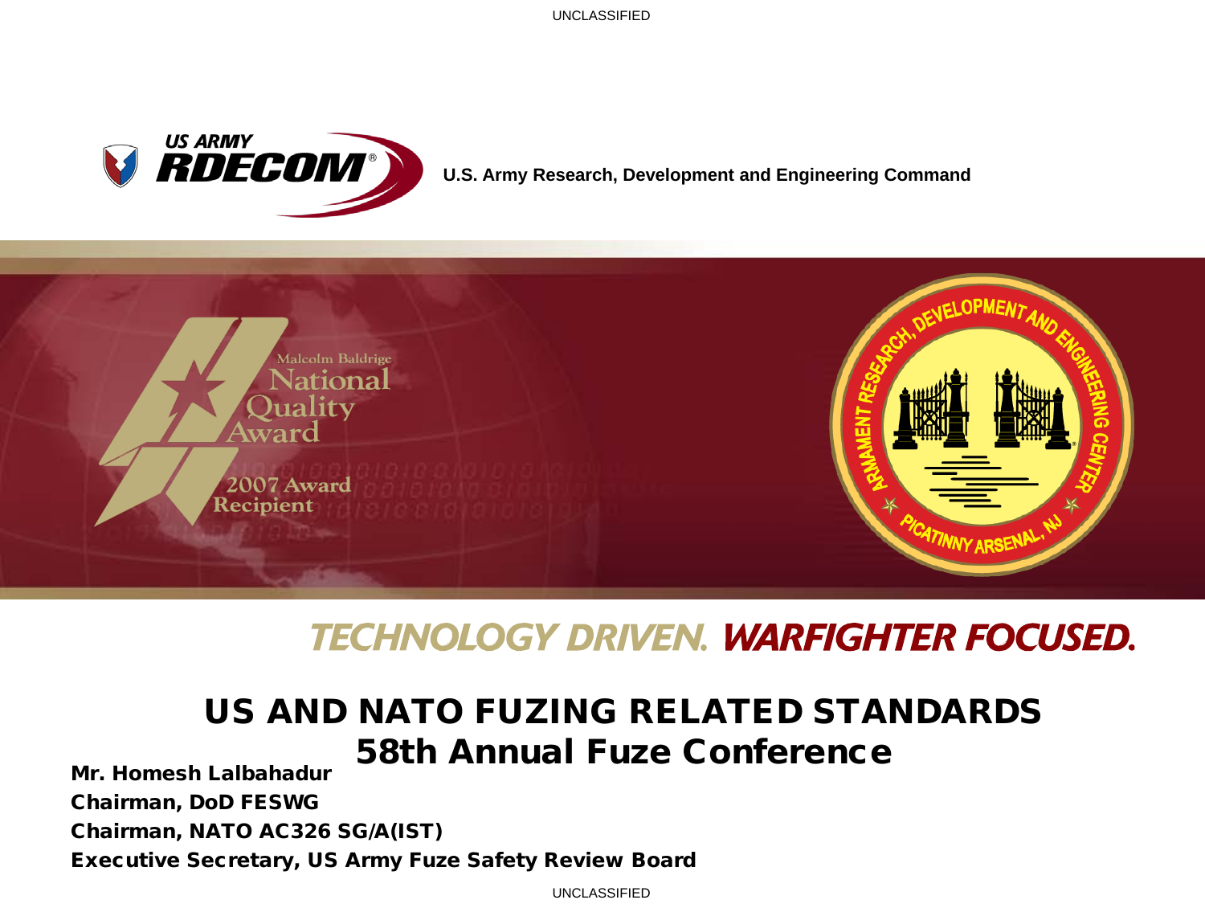US ARMY RDECOM®

**U.S. Army Research, Development and Engineering Command**

Malcolm Baldrige National Quality Award

2007 Award Recipient

ARMAMENT RESEARCH, DEVELOPMENT AND ENGINEERING CENTER

PICATINNY ARSENAL, NJ

TECHNOLOGY DRIVEN. WARFIGHTER FOCUSED.

# US AND NATO FUZING RELATED STANDARDS

## 58th Annual Fuze Conference

**Mr. Homesh Lalbahadur**

**Chairman, DoD FESWG**

**Chairman, NATO AC326 SG/A(IST)**

**Executive Secretary, US Army Fuze Safety Review Board**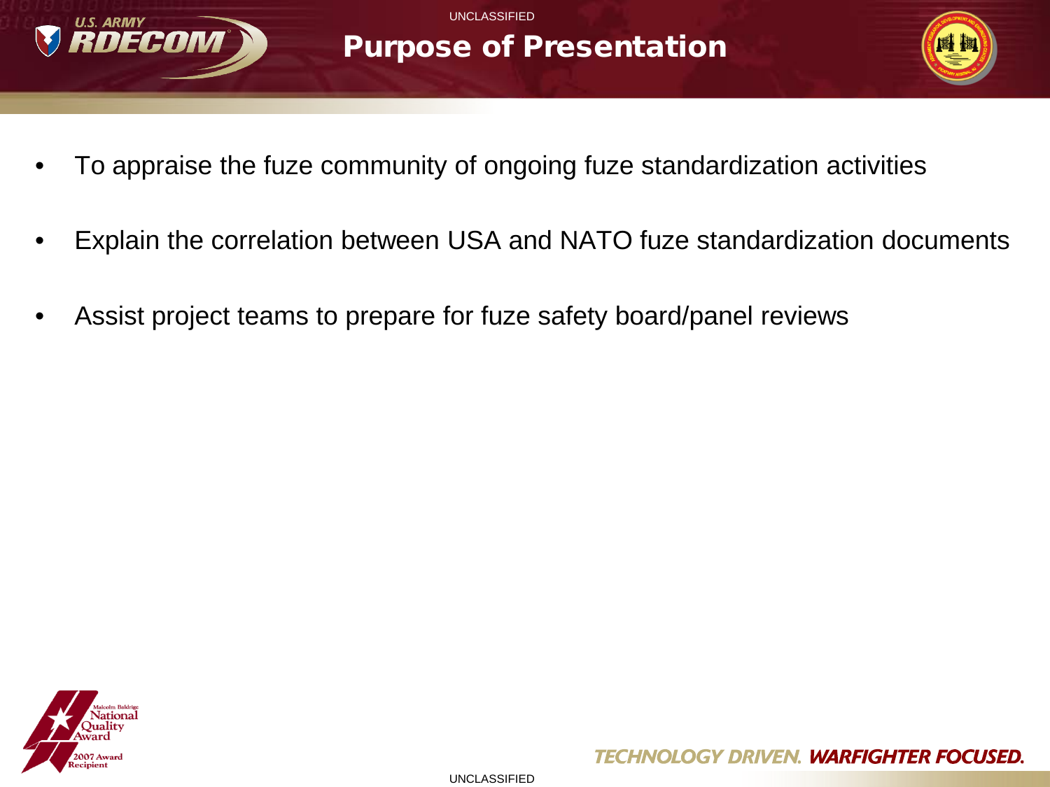# Purpose of Presentation

- To appraise the fuze community of ongoing fuze standardization activities
- Explain the correlation between USA and NATO fuze standardization documents
- Assist project teams to prepare for fuze safety board/panel reviews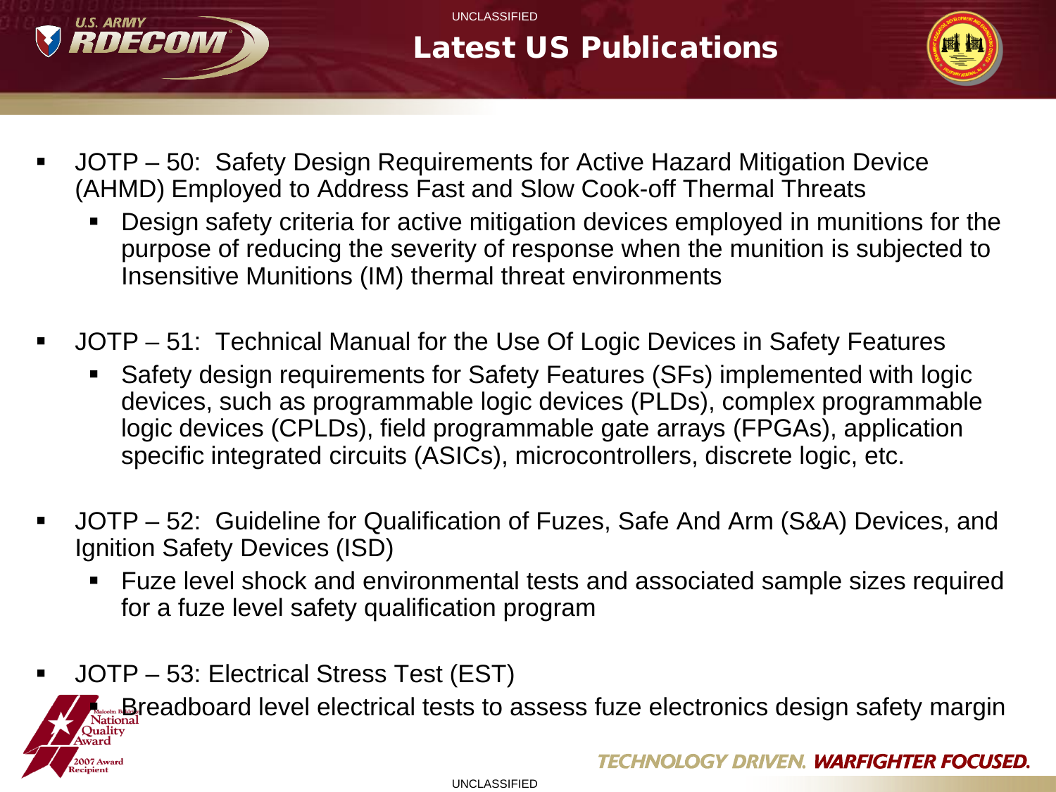# Latest US Publications

- JOTP – 50: Safety Design Requirements for Active Hazard Mitigation Device (AHMD) Employed to Address Fast and Slow Cook-off Thermal Threats
  - Design safety criteria for active mitigation devices employed in munitions for the purpose of reducing the severity of response when the munition is subjected to Insensitive Munitions (IM) thermal threat environments
- JOTP – 51: Technical Manual for the Use Of Logic Devices in Safety Features
  - Safety design requirements for Safety Features (SFs) implemented with logic devices, such as programmable logic devices (PLDs), complex programmable logic devices (CPLDs), field programmable gate arrays (FPGAs), application specific integrated circuits (ASICs), microcontrollers, discrete logic, etc.
- JOTP – 52: Guideline for Qualification of Fuzes, Safe And Arm (S&A) Devices, and Ignition Safety Devices (ISD)
  - Fuze level shock and environmental tests and associated sample sizes required for a fuze level safety qualification program
- JOTP – 53: Electrical Stress Test (EST)
  - Breadboard level electrical tests to assess fuze electronics design safety margin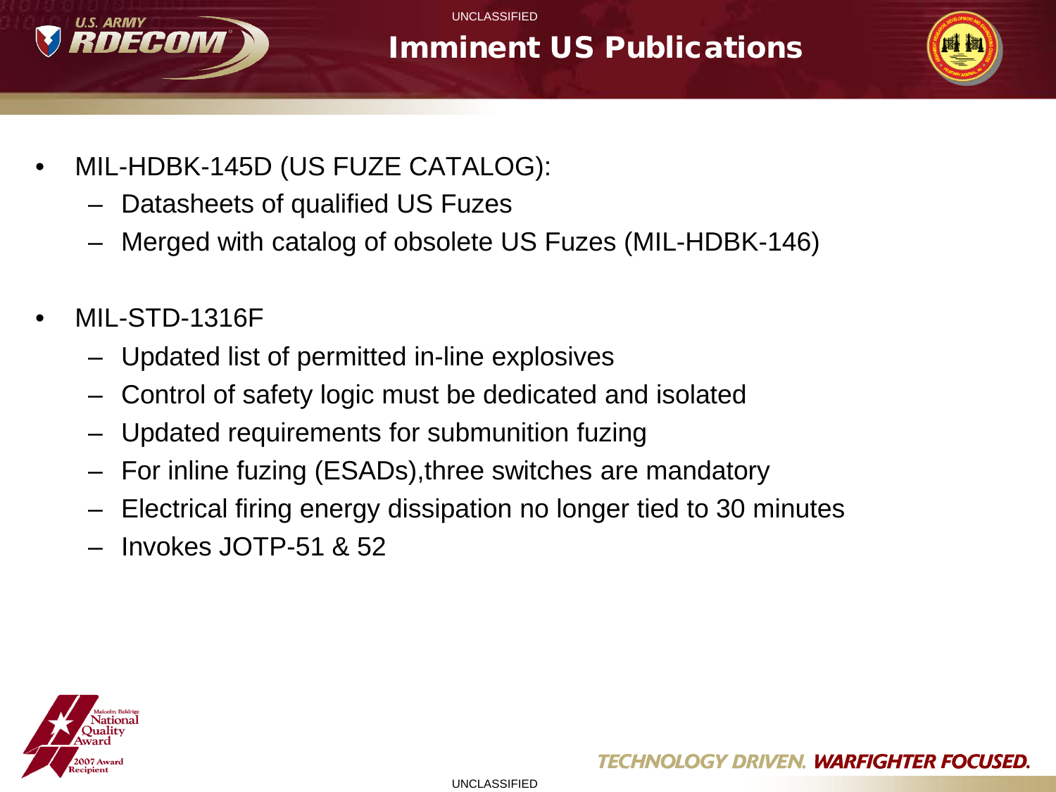# Imminent US Publications

- MIL-HDBK-145D (US FUZE CATALOG):
  - Datasheets of qualified US Fuzes
  - Merged with catalog of obsolete US Fuzes (MIL-HDBK-146)
- MIL-STD-1316F
  - Updated list of permitted in-line explosives
  - Control of safety logic must be dedicated and isolated
  - Updated requirements for submunition fuzing
  - For inline fuzing (ESADs),three switches are mandatory
  - Electrical firing energy dissipation no longer tied to 30 minutes
  - Invokes JOTP-51 & 52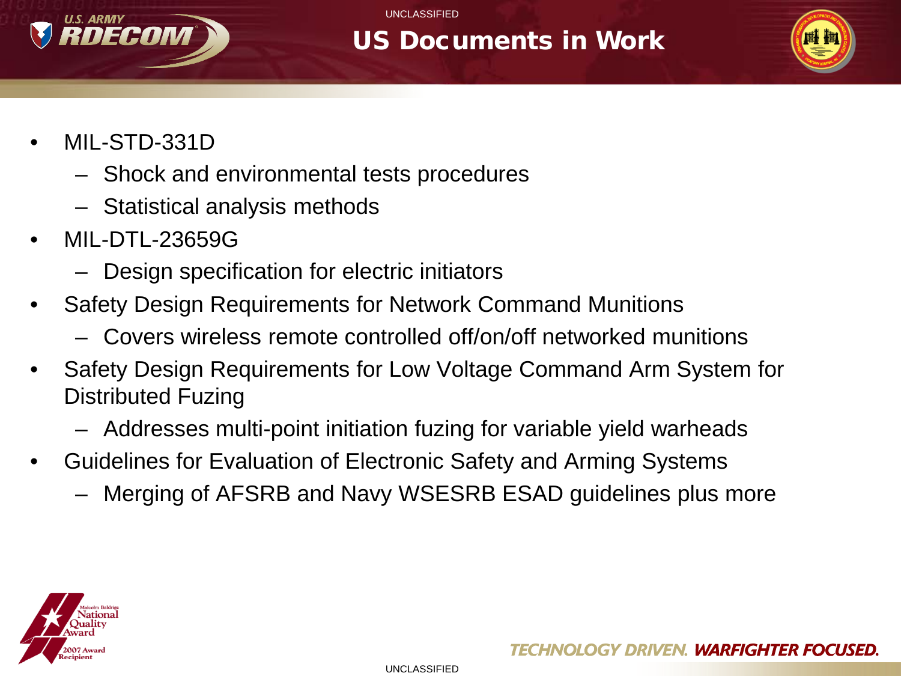# US Documents in Work

- MIL-STD-331D
  - Shock and environmental tests procedures
  - Statistical analysis methods
- MIL-DTL-23659G
  - Design specification for electric initiators
- Safety Design Requirements for Network Command Munitions
  - Covers wireless remote controlled off/on/off networked munitions
- Safety Design Requirements for Low Voltage Command Arm System for Distributed Fuzing
  - Addresses multi-point initiation fuzing for variable yield warheads
- Guidelines for Evaluation of Electronic Safety and Arming Systems
  - Merging of AFSRB and Navy WSESRB ESAD guidelines plus more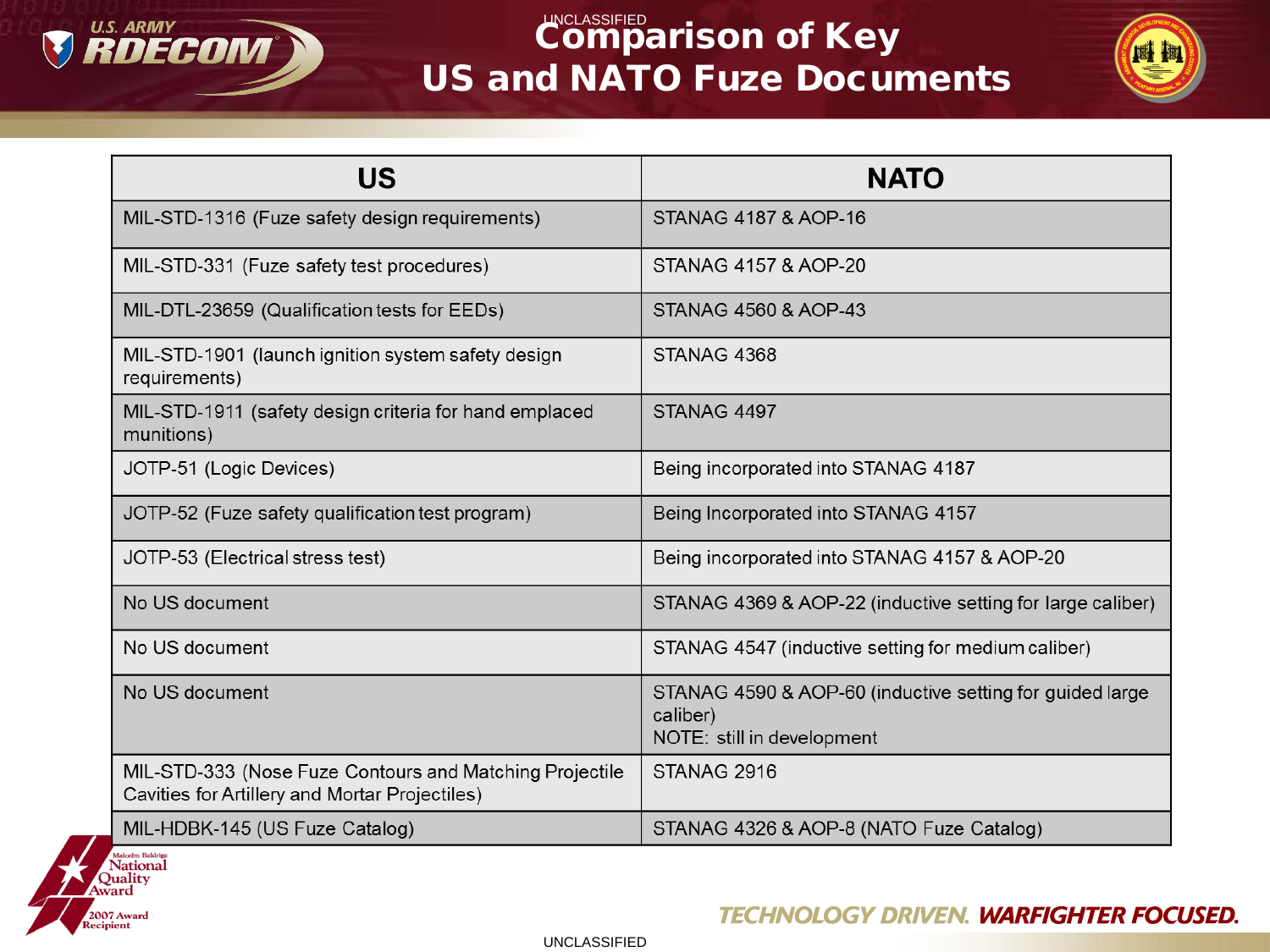# Comparison of Key US and NATO Fuze Documents

| US | NATO |
|---|---|
| MIL-STD-1316 (Fuze safety design requirements) | STANAG 4187 & AOP-16 |
| MIL-STD-331 (Fuze safety test procedures) | STANAG 4157 & AOP-20 |
| MIL-DTL-23659 (Qualification tests for EEDs) | STANAG 4560 & AOP-43 |
| MIL-STD-1901 (launch ignition system safety design requirements) | STANAG 4368 |
| MIL-STD-1911 (safety design criteria for hand emplaced munitions) | STANAG 4497 |
| JOTP-51 (Logic Devices) | Being incorporated into STANAG 4187 |
| JOTP-52 (Fuze safety qualification test program) | Being Incorporated into STANAG 4157 |
| JOTP-53 (Electrical stress test) | Being incorporated into STANAG 4157 & AOP-20 |
| No US document | STANAG 4369 & AOP-22 (inductive setting for large caliber) |
| No US document | STANAG 4547 (inductive setting for medium caliber) |
| No US document | STANAG 4590 & AOP-60 (inductive setting for guided large caliber)<br>NOTE: still in development |
| MIL-STD-333 (Nose Fuze Contours and Matching Projectile Cavities for Artillery and Mortar Projectiles) | STANAG 2916 |
| MIL-HDBK-145 (US Catalog) | STANAG 4326 & AOP-8 (NATO Fuze Catalog) |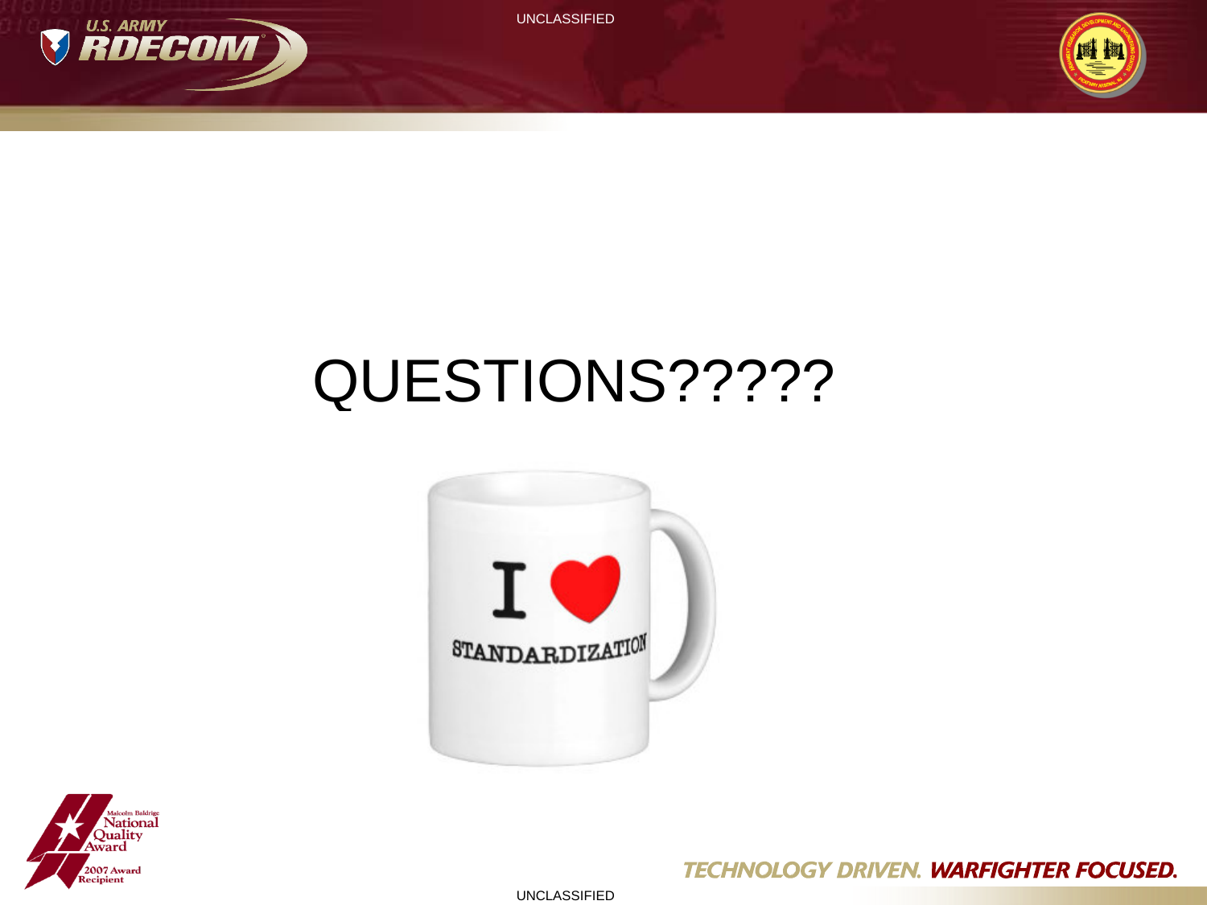# QUESTIONS?????